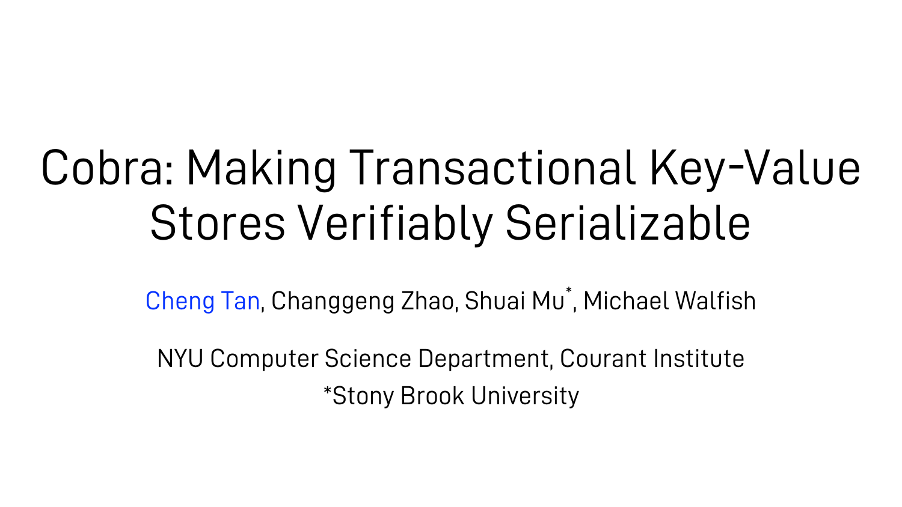# Cobra: Making Transactional Key-Value Stores Verifiably Serializable

Cheng Tan, Changgeng Zhao, Shuai Mu[*], Michael Walfish

NYU Computer Science Department, Courant Institute

*Stony Brook University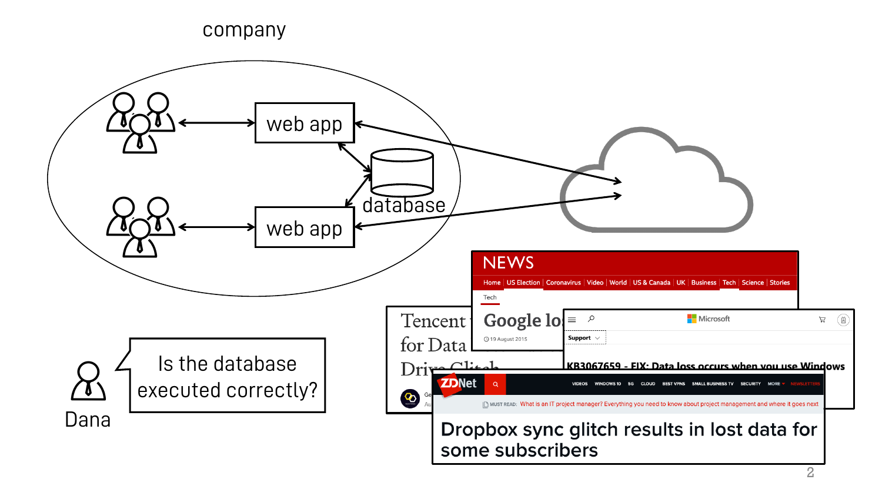company

web app

web app

database

Is the database executed correctly?

Dana

NEWS

Home | US Election | Coronavirus | Video | World | US & Canada | UK | Business | Tech | Science | Stories

Tech

Google lo

19 August 2015

Tencent for Data Drive Glitch

Microsoft

Support

KB3067659 - FIX: Data loss occurs when you use Windows

ZDNet

VIDEOS WINDOWS 10 5G CLOUD BEST VPNS SMALL BUSINESS TV SECURITY MORE NEWSLETTERS

MUST READ: What is an IT project manager? Everything you need to know about project management and where it goes next

Dropbox sync glitch results in lost data for some subscribers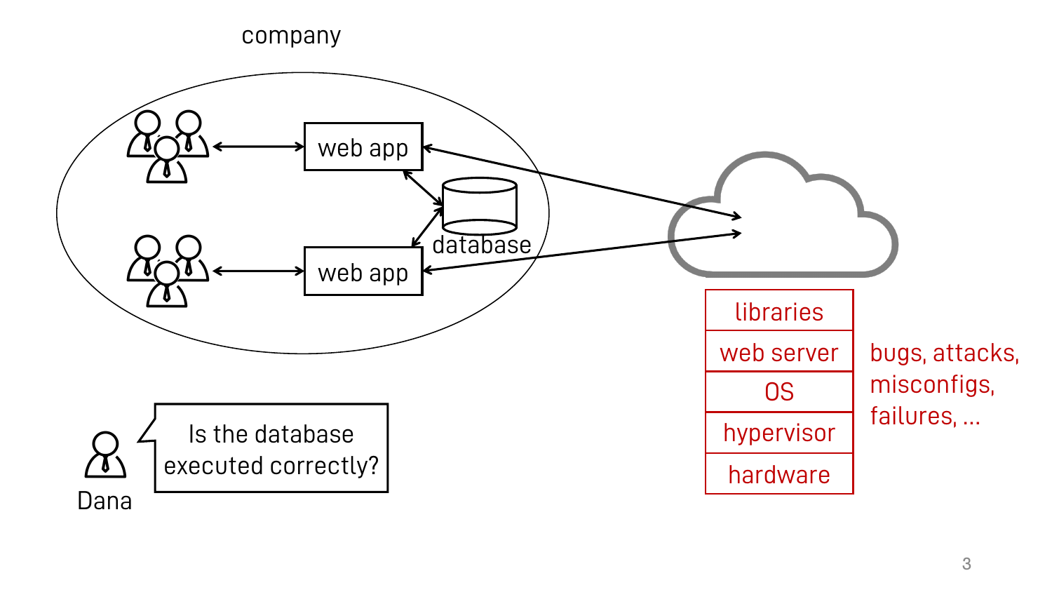company

web app

web app

database

libraries

web server

OS

hypervisor

hardware

bugs, attacks, misconfigs, failures, ...

Dana

Is the database executed correctly?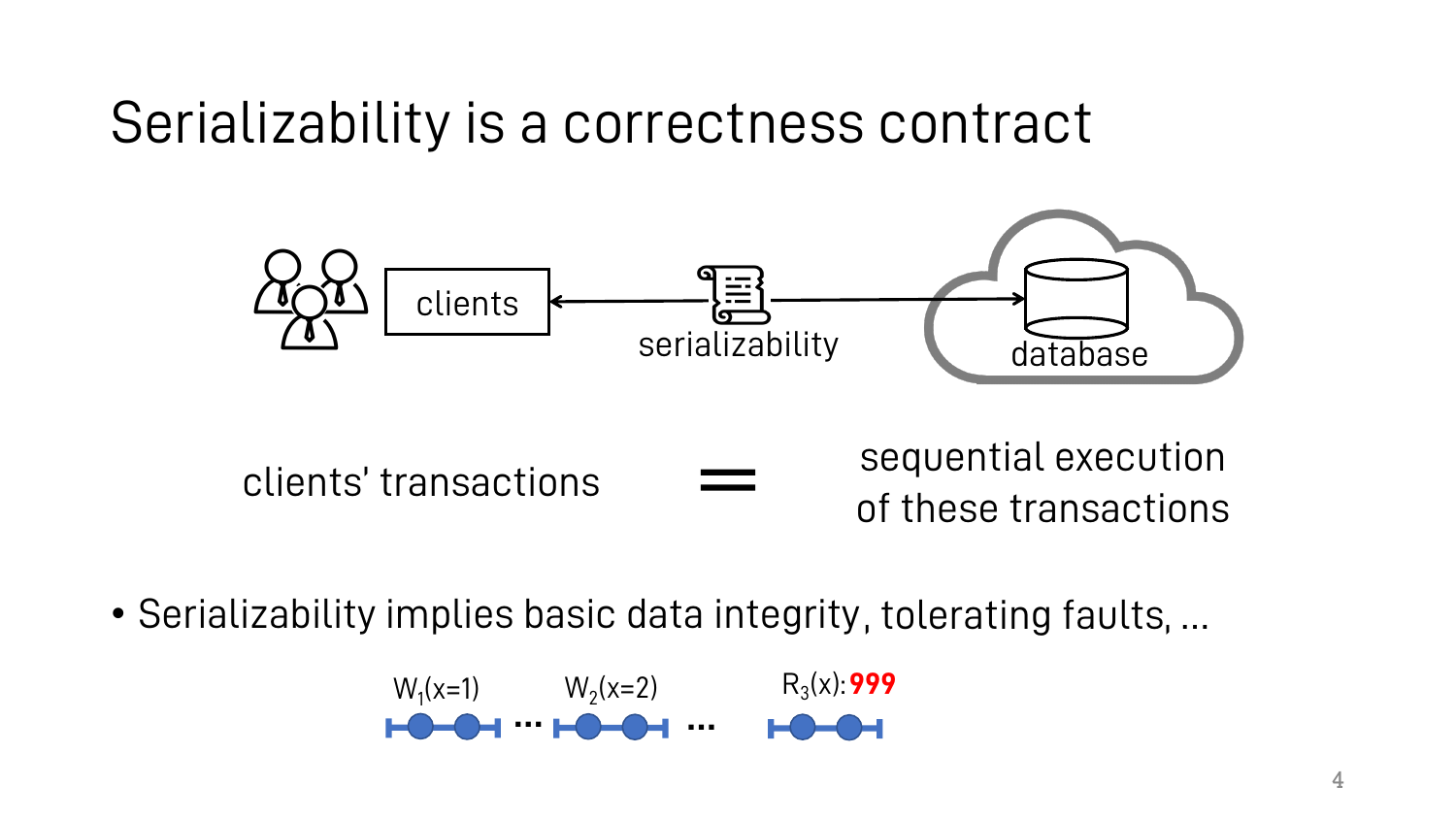# Serializability is a correctness contract

clients ← serializability → database

clients' transactions = sequential execution of these transactions

- Serializability implies basic data integrity, tolerating faults, ...

$W_1(x=1)$ ... $W_2(x=2)$ ... $R_3(x)$: **999**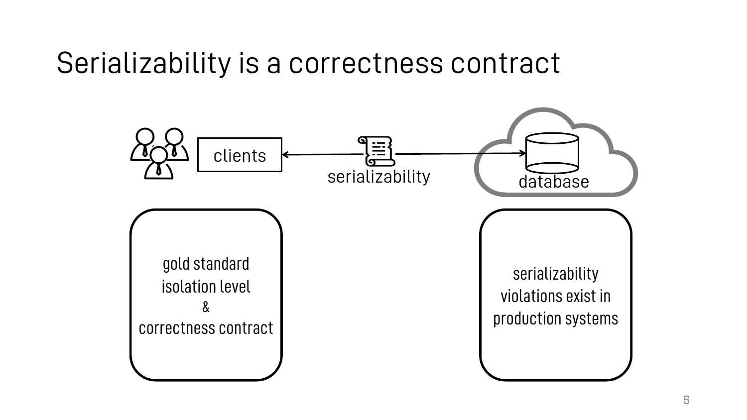# Serializability is a correctness contract

clients

serializability

database

gold standard
isolation level
&
correctness contract

serializability
violations exist in
production systems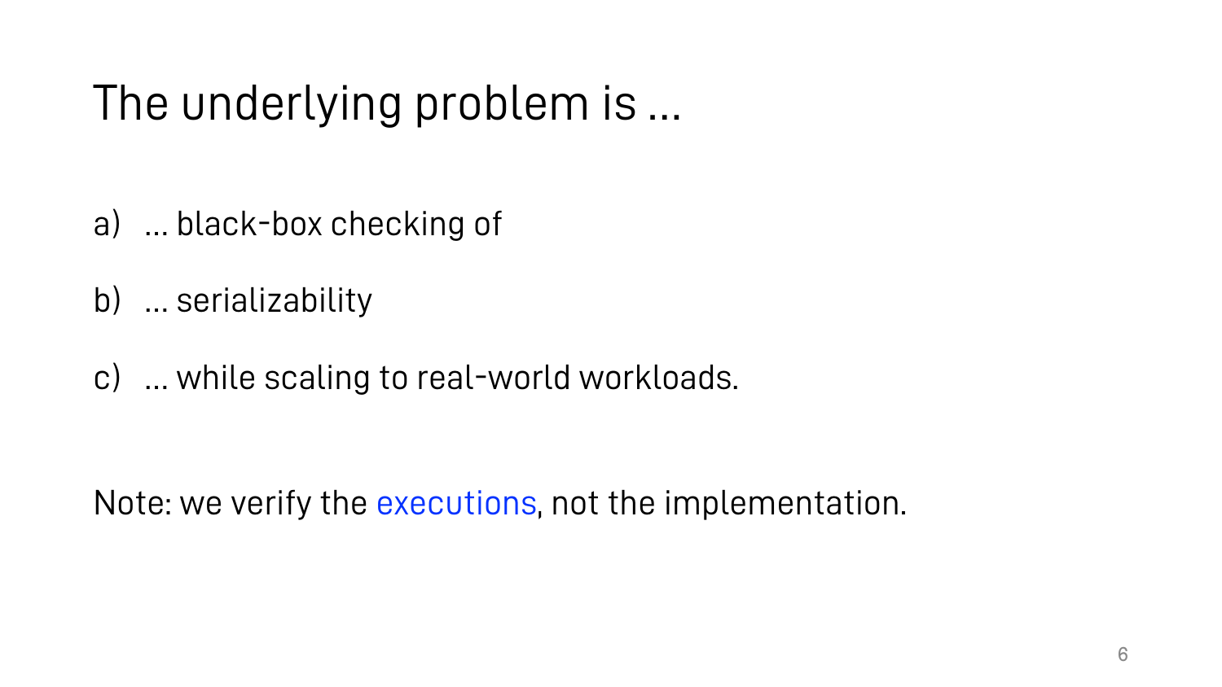# The underlying problem is …

a) … black-box checking of

b) … serializability

c) … while scaling to real-world workloads.

Note: we verify the executions, not the implementation.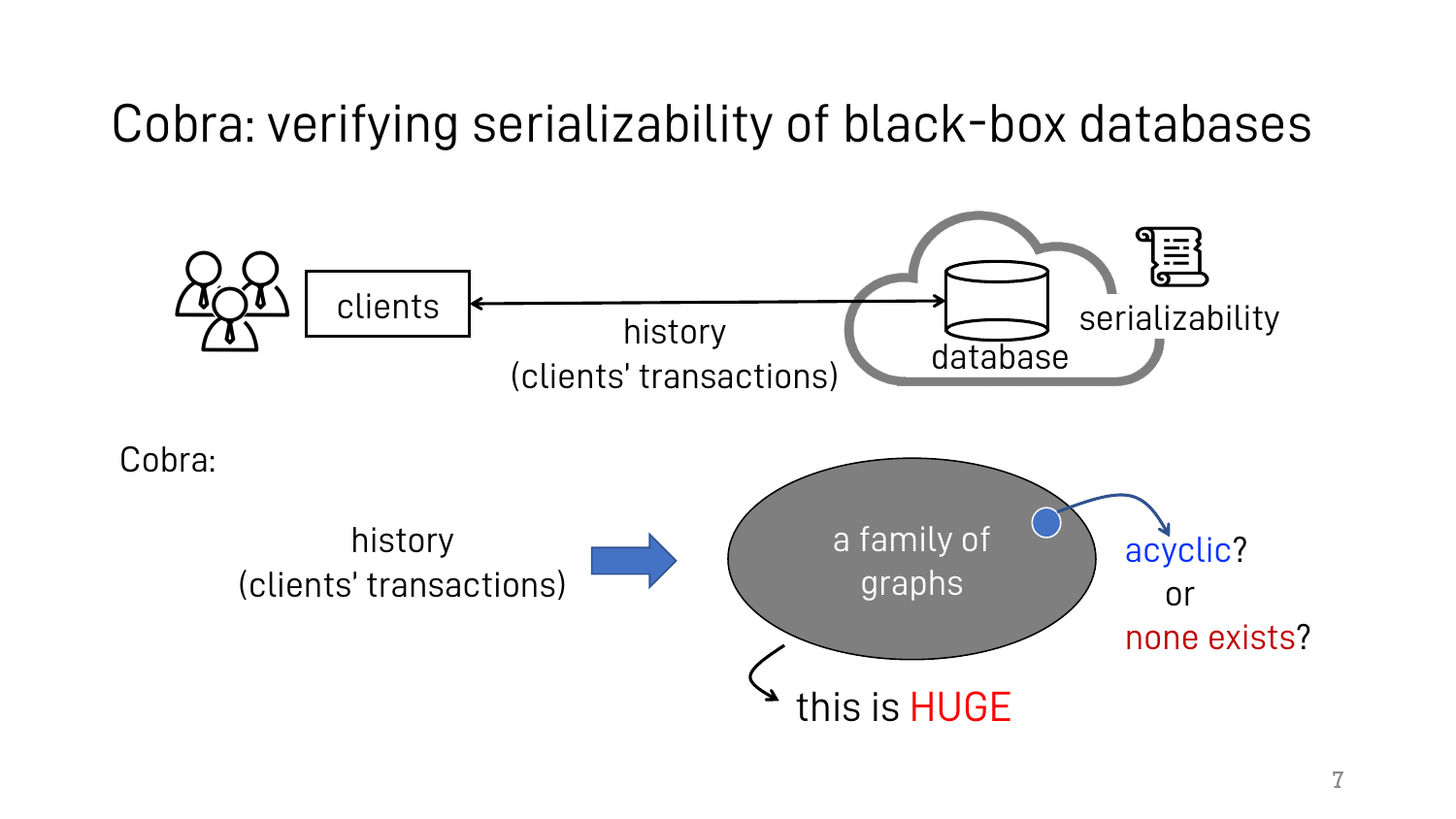# Cobra: verifying serializability of black-box databases

clients

history
(clients' transactions)

database

serializability

Cobra:

history
(clients' transactions)

a family of graphs

acyclic?
or
none exists?

this is HUGE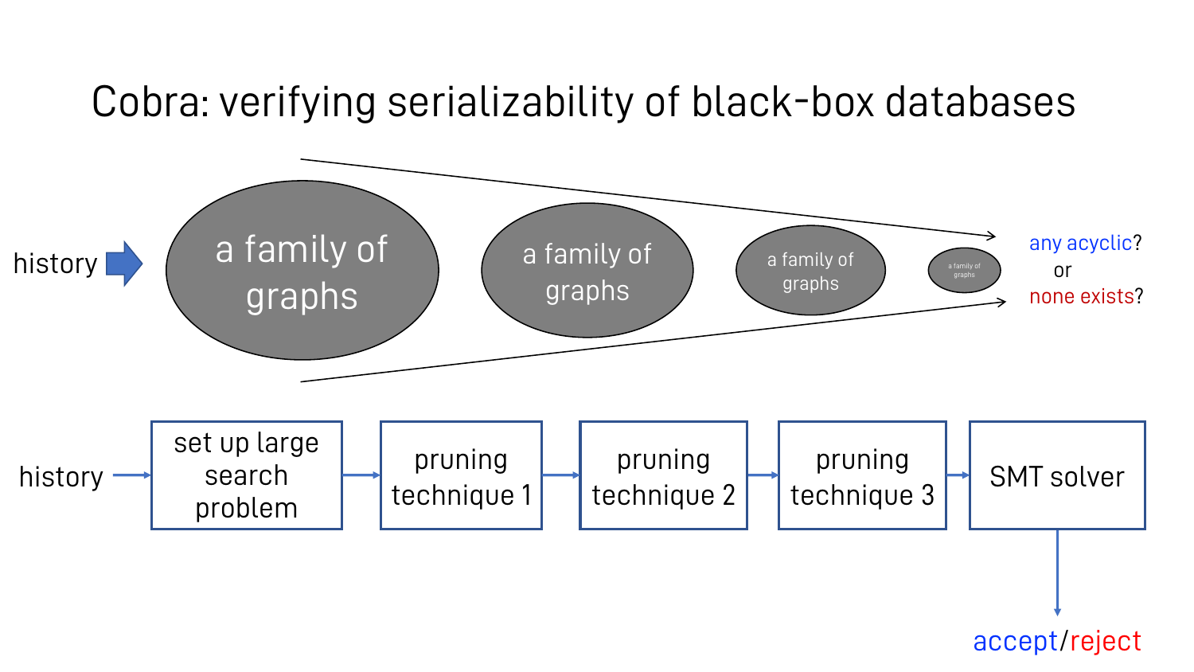# Cobra: verifying serializability of black-box databases

history → a family of graphs → a family of graphs → a family of graphs → a family of graphs → any acyclic? or none exists?

history → set up large search problem → pruning technique 1 → pruning technique 2 → pruning technique 3 → SMT solver → accept/reject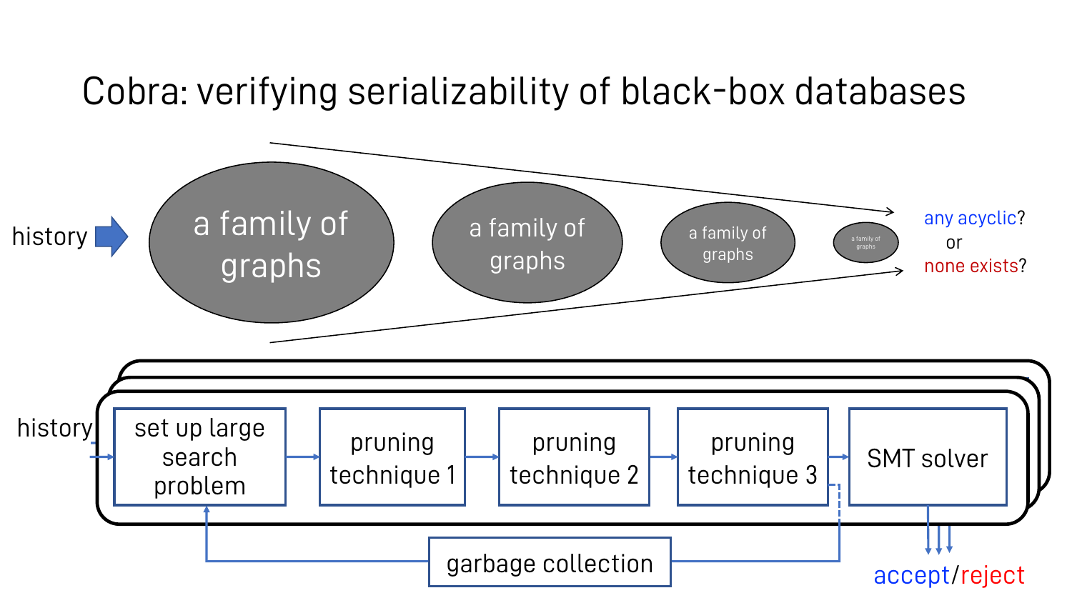# Cobra: verifying serializability of black-box databases

history → a family of graphs → a family of graphs → a family of graphs → a family of graphs → any acyclic? or none exists?

history → set up large search problem → pruning technique 1 → pruning technique 2 → pruning technique 3 → SMT solver → accept/reject

garbage collection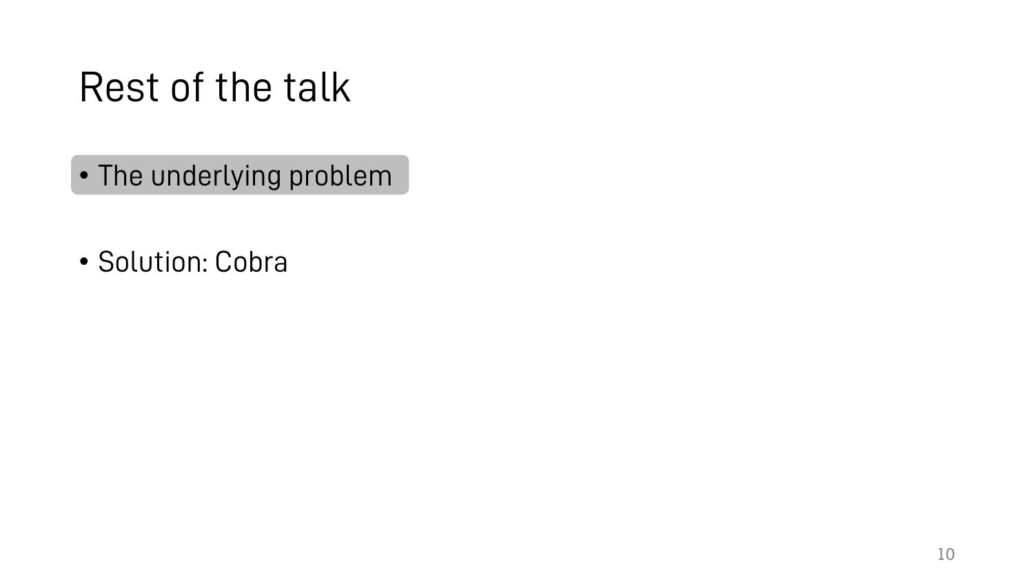# Rest of the talk

- The underlying problem

- Solution: Cobra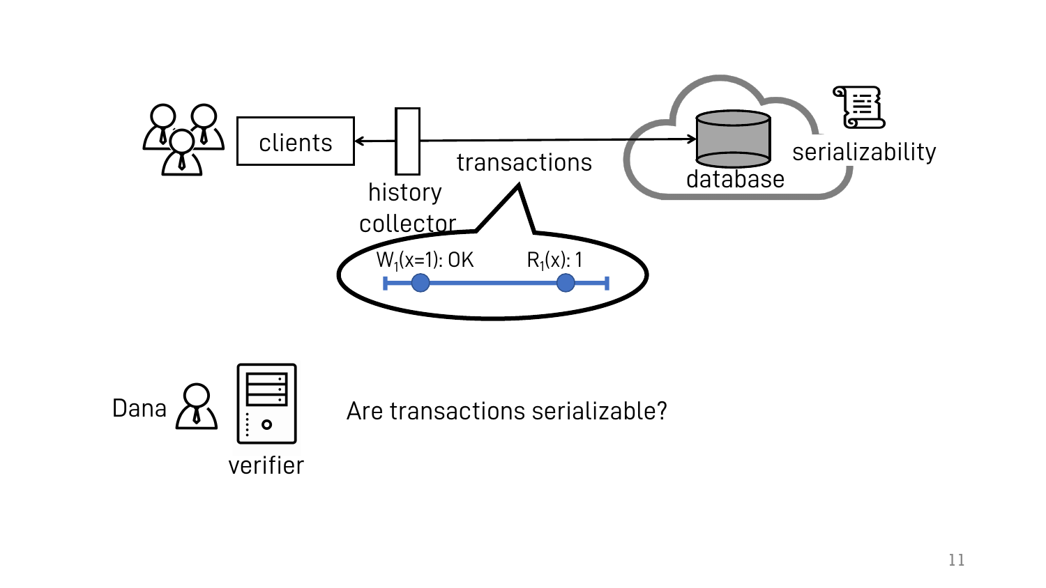clients

history collector

transactions

$W_1(x=1)$: OK $R_1(x)$: 1

database

serializability

Dana

verifier

Are transactions serializable?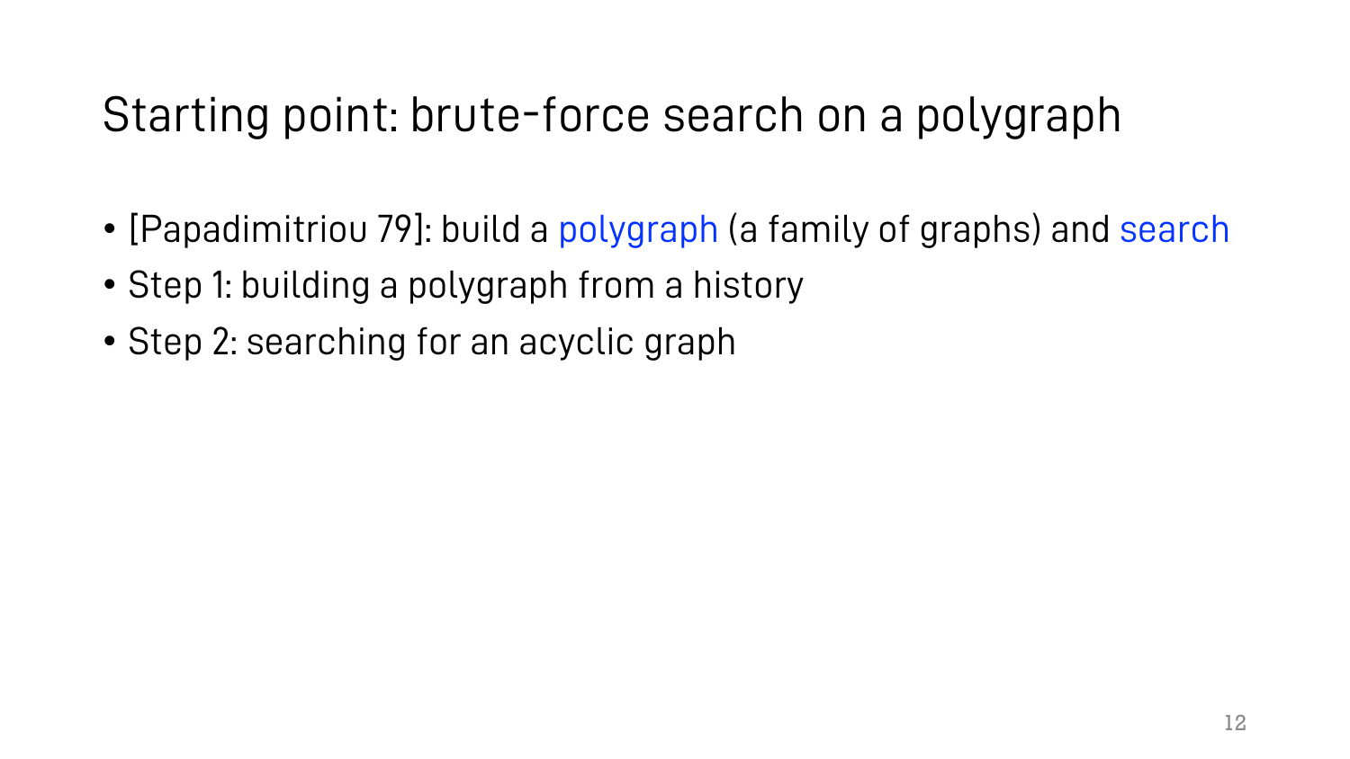# Starting point: brute-force search on a polygraph

- [Papadimitriou 79]: build a polygraph (a family of graphs) and search
- Step 1: building a polygraph from a history
- Step 2: searching for an acyclic graph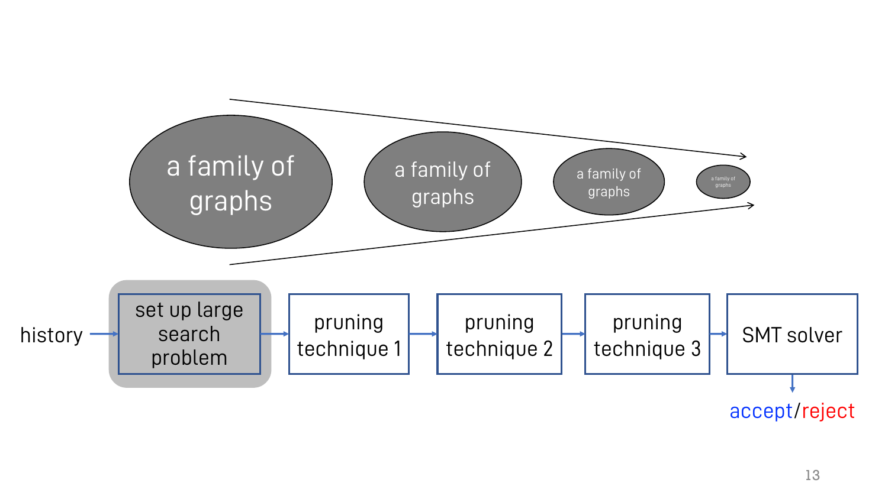a family of graphs

a family of graphs

a family of graphs

a family of graphs

history → set up large search problem → pruning technique 1 → pruning technique 2 → pruning technique 3 → SMT solver → accept/reject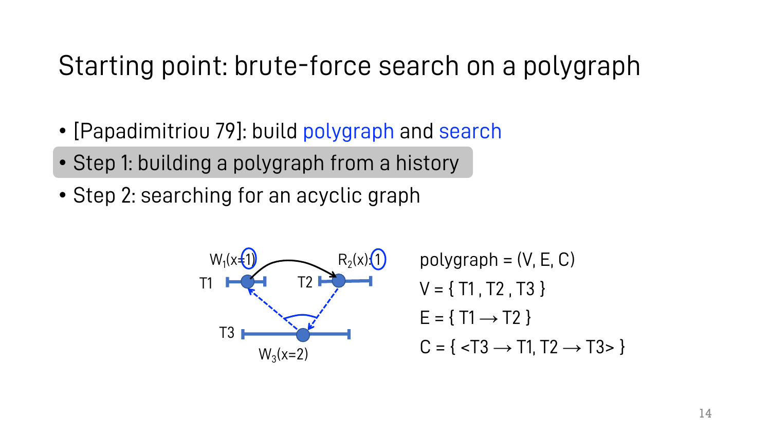# Starting point: brute-force search on a polygraph

- [Papadimitriou 79]: build polygraph and search
- Step 1: building a polygraph from a history
- Step 2: searching for an acyclic graph

$W_1(x=1)$ $R_2(x):1$

T1 T2

T3

$W_3(x=2)$

polygraph = (V, E, C)

V = { T1 , T2 , T3 }

E = { T1 ⟶ T2 }

C = { <T3 ⟶ T1, T2 ⟶ T3> }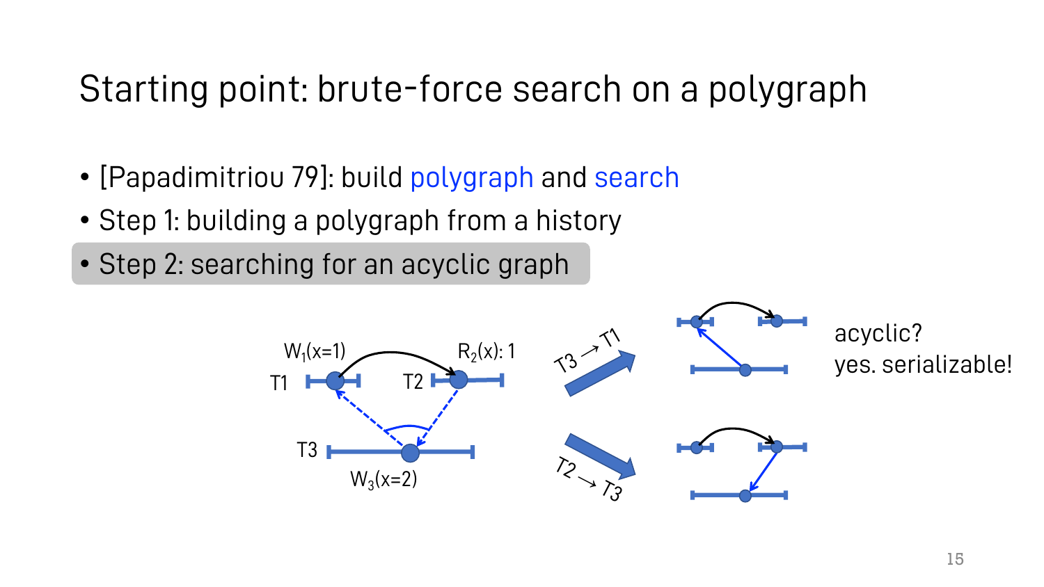# Starting point: brute-force search on a polygraph

- [Papadimitriou 79]: build polygraph and search
- Step 1: building a polygraph from a history
- Step 2: searching for an acyclic graph

$W_1(x=1)$ $R_2(x)$: 1

T1 T2

T3

$W_3(x=2)$

T3 → T1

T2 → T3

acyclic?
yes. serializable!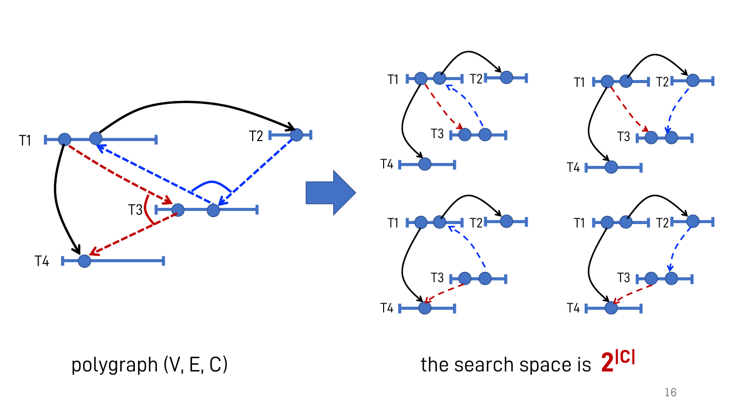polygraph (V, E, C)

the search space is $2^{|C|}$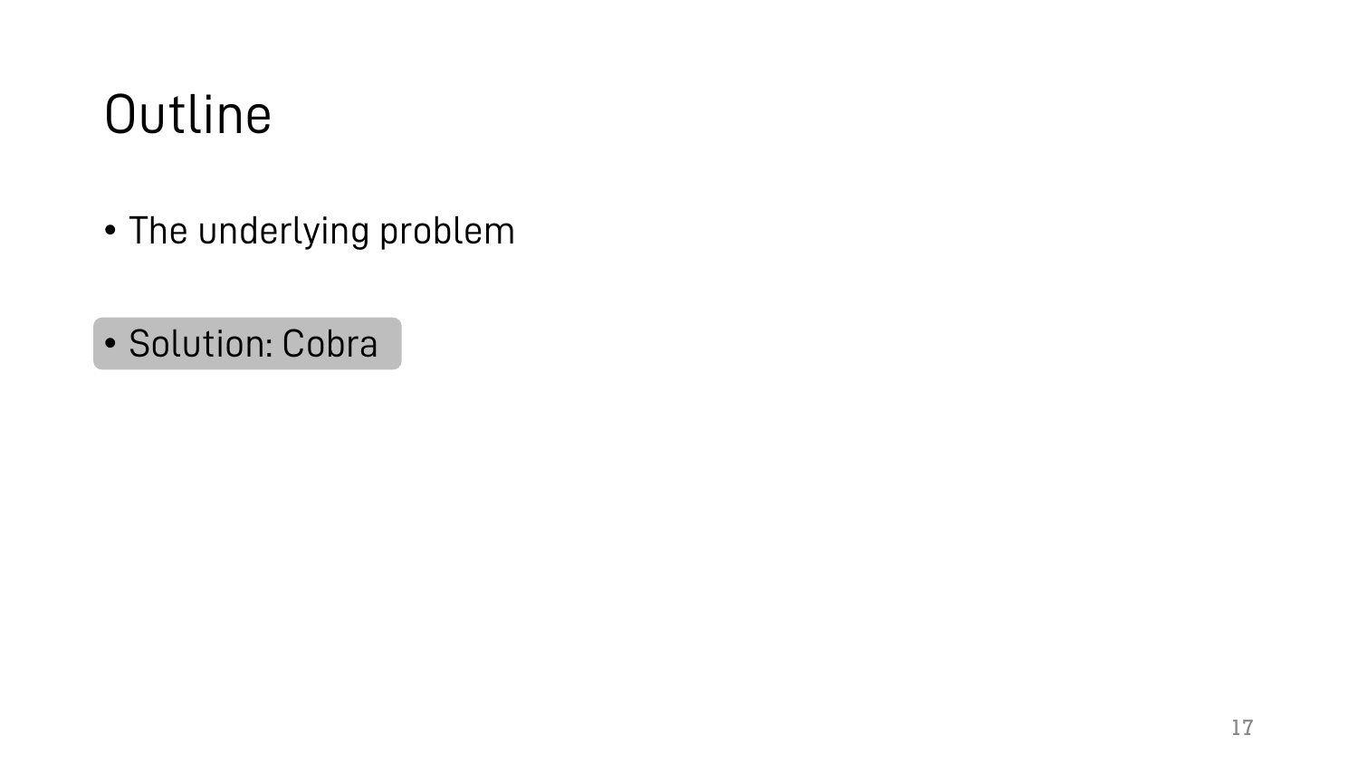# Outline

- The underlying problem
- Solution: Cobra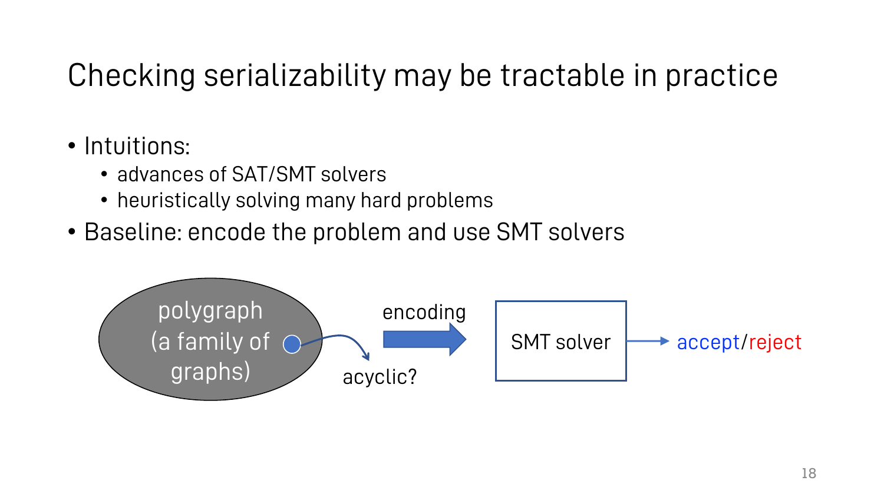# Checking serializability may be tractable in practice

- Intuitions:
  - advances of SAT/SMT solvers
  - heuristically solving many hard problems
- Baseline: encode the problem and use SMT solvers

polygraph (a family of graphs) → acyclic? —encoding→ SMT solver → accept/reject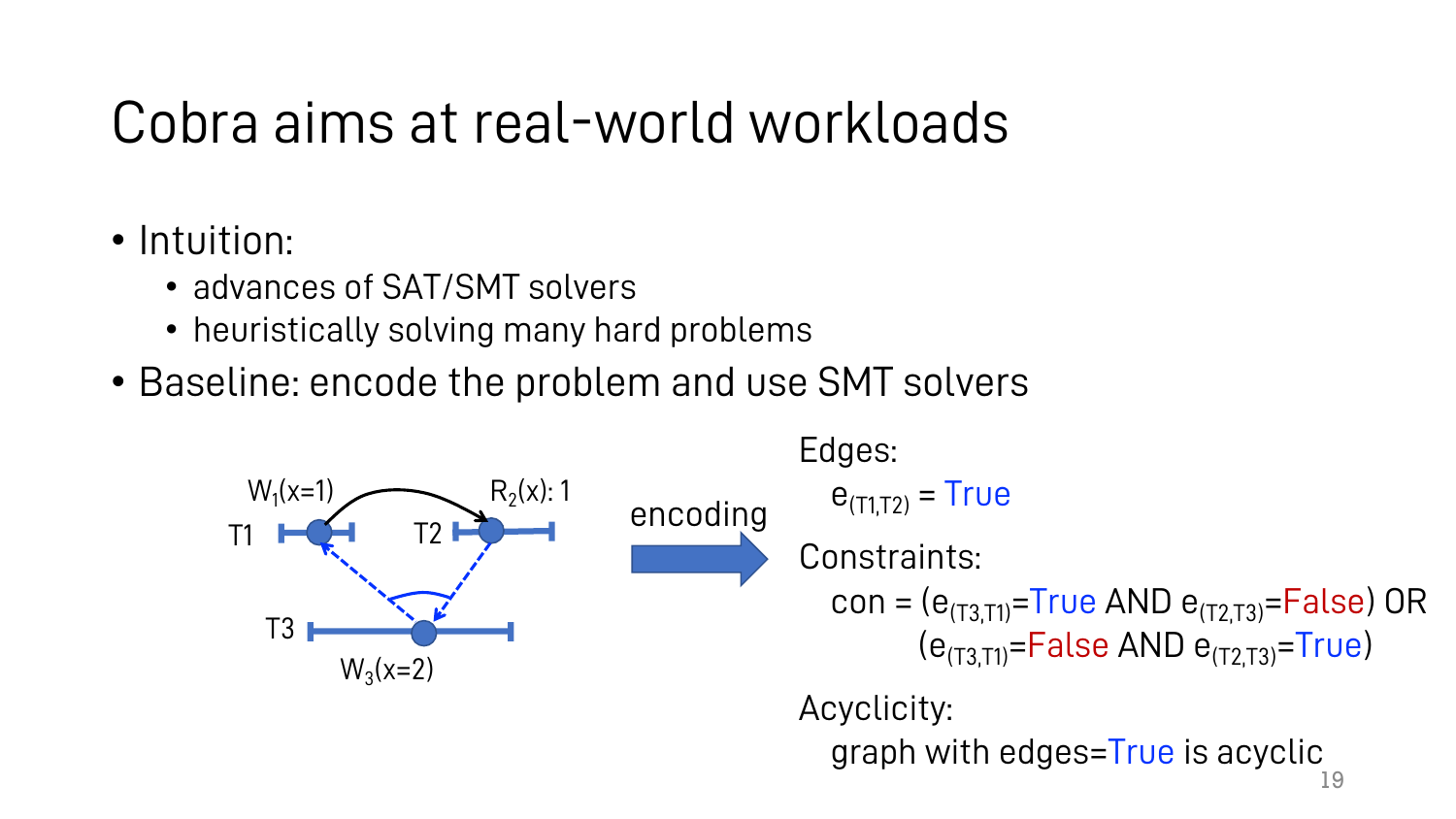# Cobra aims at real-world workloads

- Intuition:
  - advances of SAT/SMT solvers
  - heuristically solving many hard problems
- Baseline: encode the problem and use SMT solvers

$W_1(x=1)$ $R_2(x)$: 1

T1 T2

T3

$W_3(x=2)$

encoding

Edges:

$e_{(T1,T2)}$ = True

Constraints:

con = ($e_{(T3,T1)}$=True AND $e_{(T2,T3)}$=False) OR
($e_{(T3,T1)}$=False AND $e_{(T2,T3)}$=True)

Acyclicity:

graph with edges=True is acyclic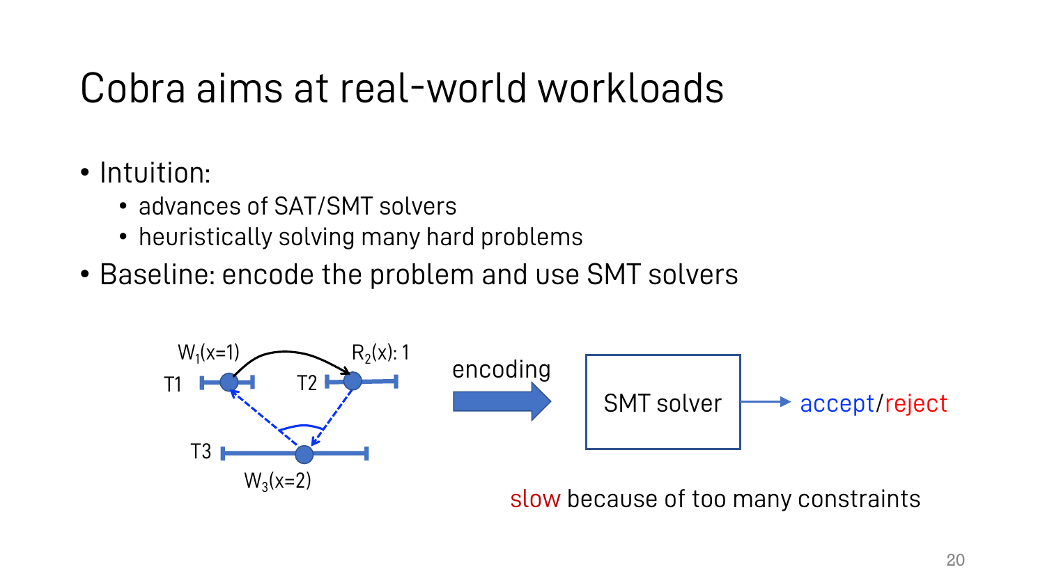# Cobra aims at real-world workloads

- Intuition:
  - advances of SAT/SMT solvers
  - heuristically solving many hard problems
- Baseline: encode the problem and use SMT solvers

$W_1(x=1)$ &nbsp; $R_2(x)$: 1

T1 &nbsp; T2

T3

$W_3(x=2)$

encoding → SMT solver → accept/reject

slow because of too many constraints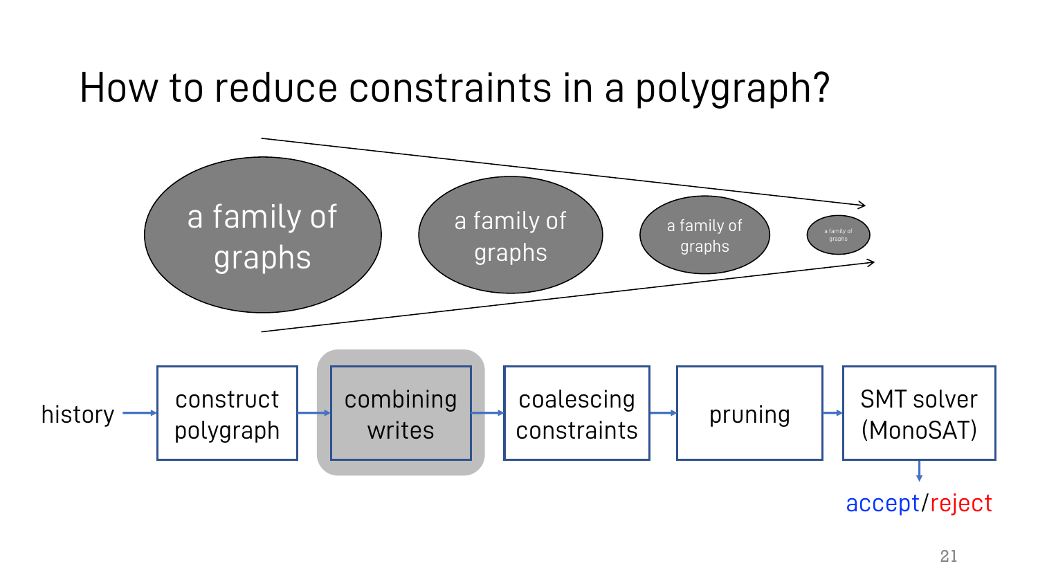# How to reduce constraints in a polygraph?

a family of graphs → a family of graphs → a family of graphs → a family of graphs

history → construct polygraph → **combining writes** → coalescing constraints → pruning → SMT solver (MonoSAT) → accept/reject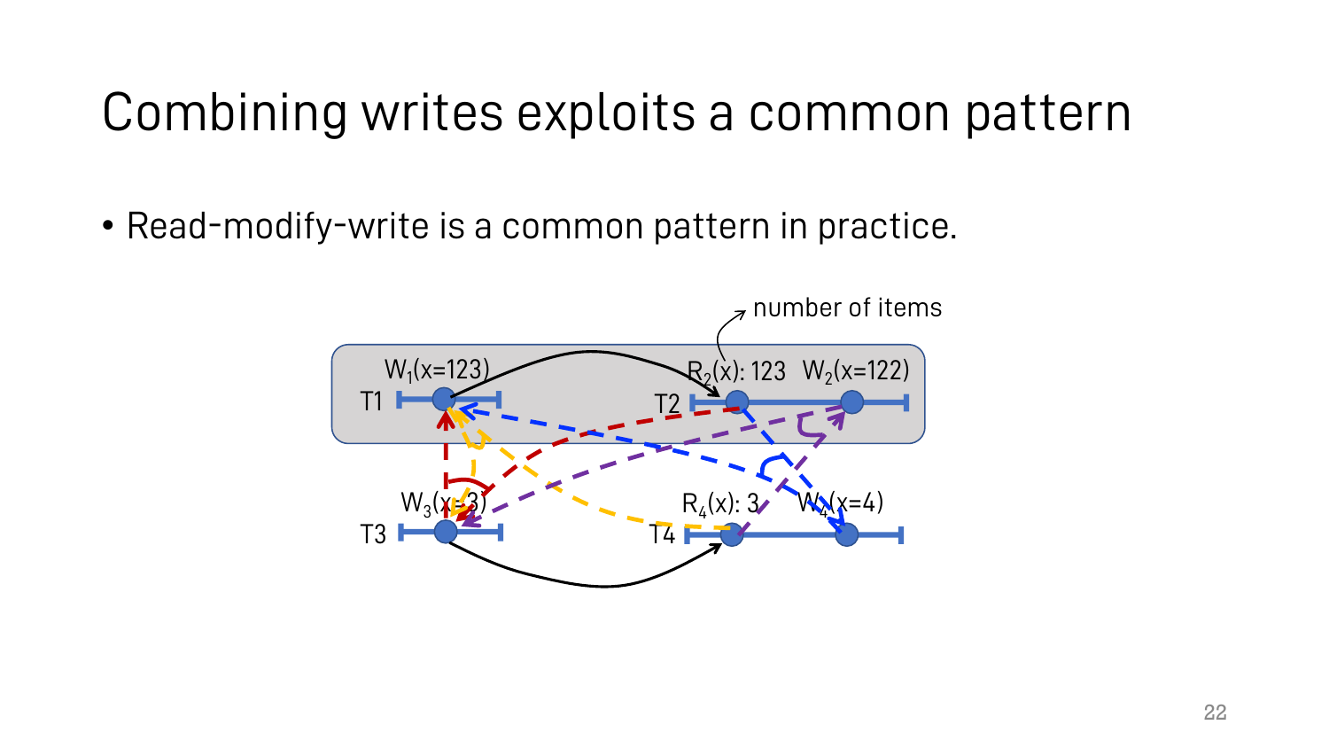# Combining writes exploits a common pattern

- Read-modify-write is a common pattern in practice.

number of items

T1 $W_1(x=123)$

T2 $R_2(x)$: 123 $W_2(x=122)$

T3 $W_3(x=3)$

T4 $R_4(x)$: 3 $W_4(x=4)$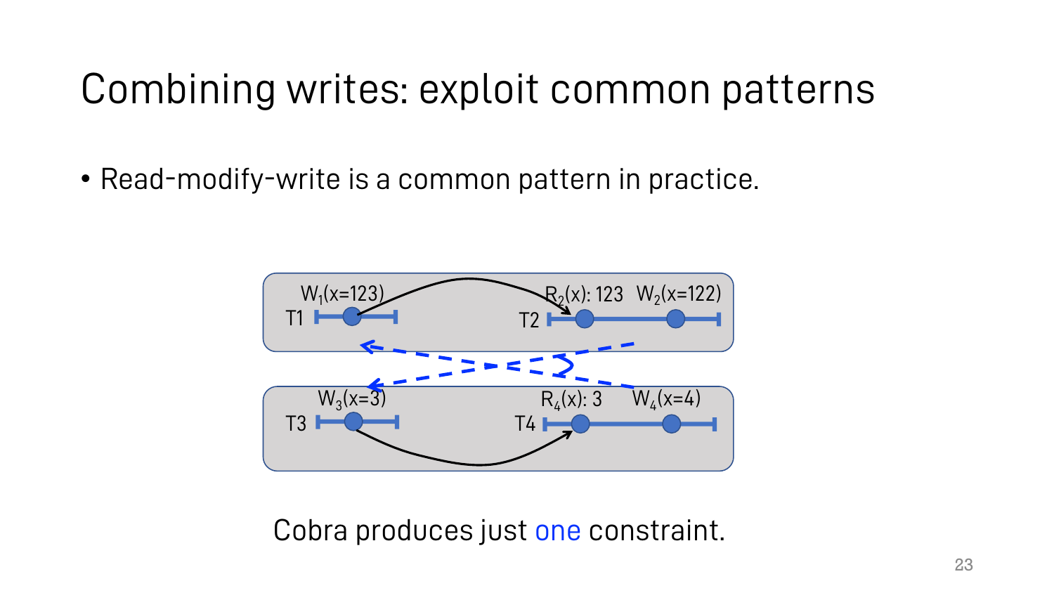# Combining writes: exploit common patterns

- Read-modify-write is a common pattern in practice.

$W_1(x=123)$ T1 — $R_2(x)$: 123 $W_2(x=122)$ T2

$W_3(x=3)$ T3 — $R_4(x)$: 3 $W_4(x=4)$ T4

Cobra produces just one constraint.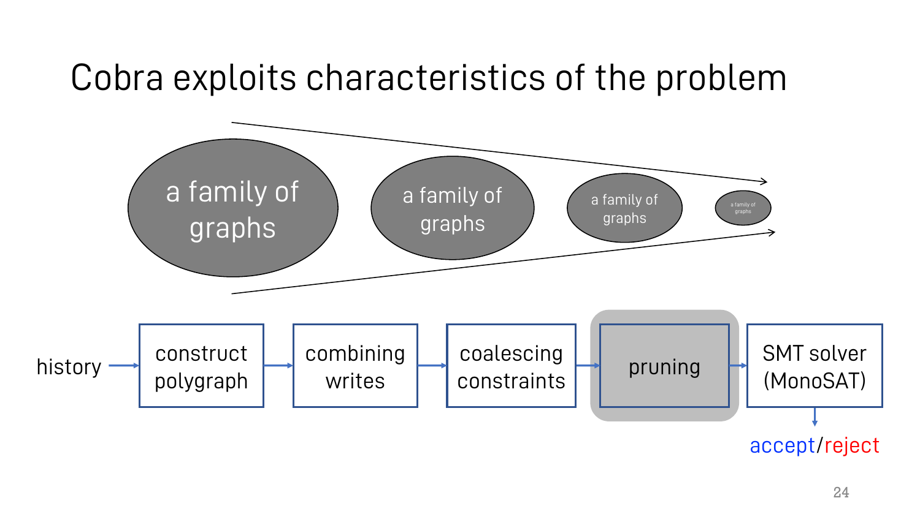# Cobra exploits characteristics of the problem

a family of graphs → a family of graphs → a family of graphs → a family of graphs

history → construct polygraph → combining writes → coalescing constraints → **pruning** → SMT solver (MonoSAT) → accept/reject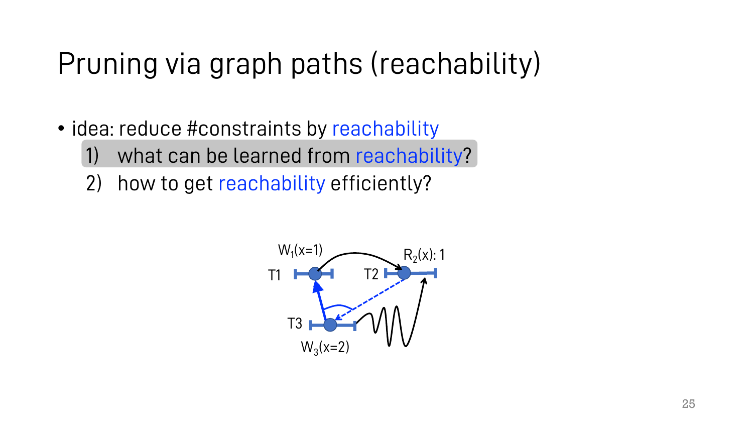# Pruning via graph paths (reachability)

- idea: reduce #constraints by reachability
  1) what can be learned from reachability?
  2) how to get reachability efficiently?

$W_1(x=1)$

T1

$R_2(x)$: 1

T2

T3

$W_3(x=2)$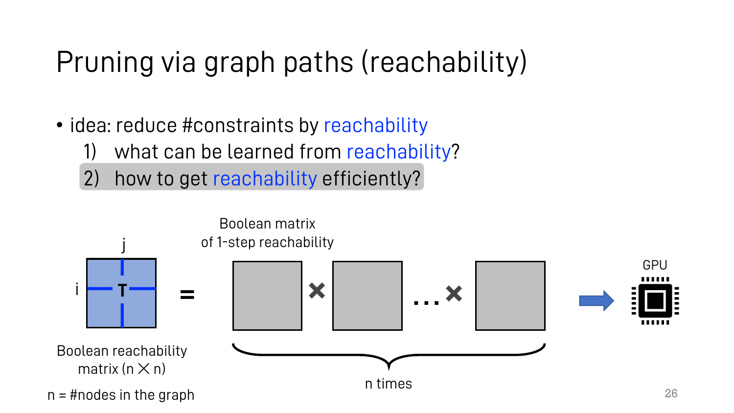# Pruning via graph paths (reachability)

- idea: reduce #constraints by reachability
  1) what can be learned from reachability?
  2) how to get reachability efficiently?

j

i T = × ... ×

Boolean matrix of 1-step reachability

GPU

Boolean reachability matrix ($n \times n$)

n times

n = #nodes in the graph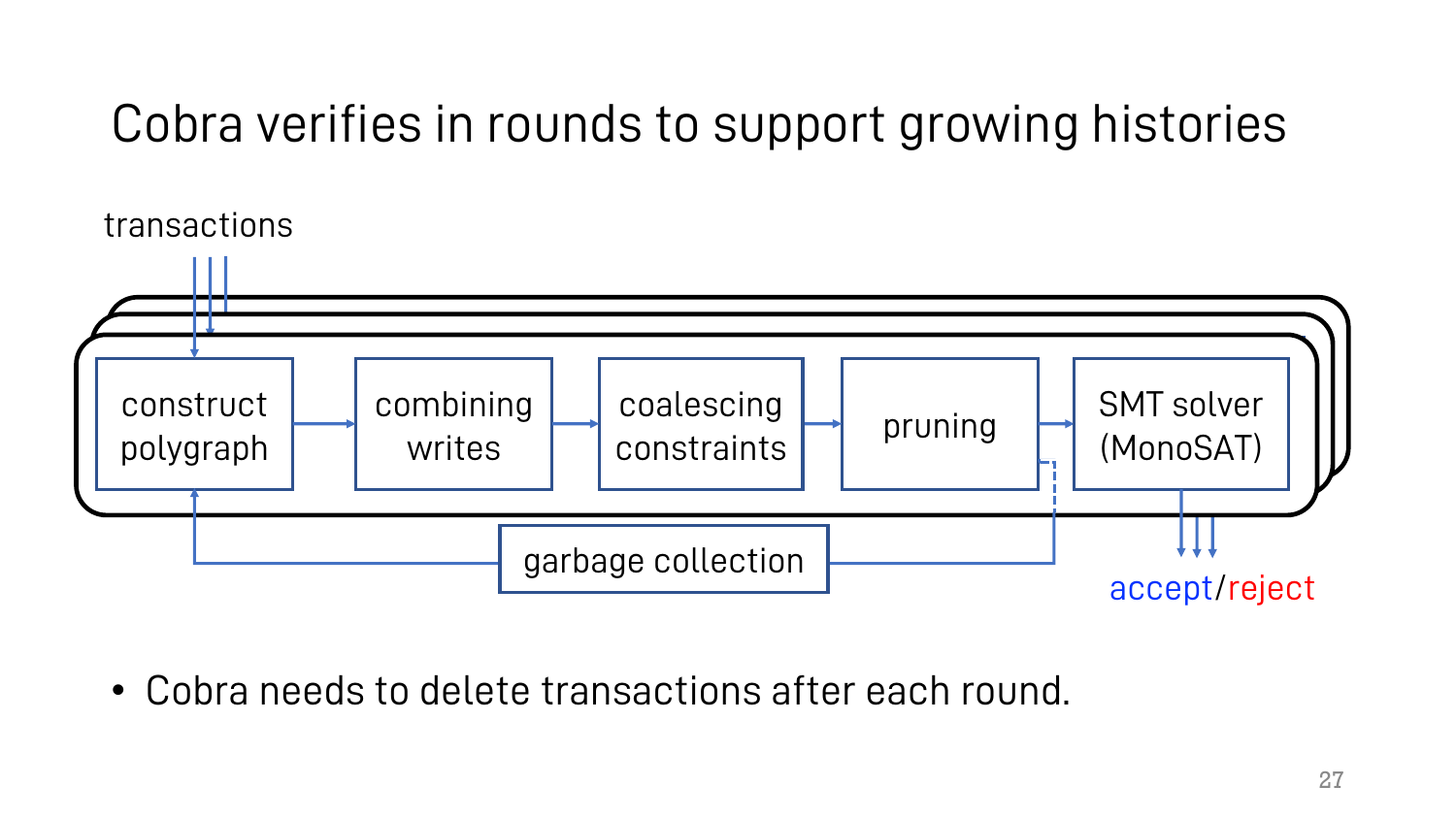# Cobra verifies in rounds to support growing histories

transactions

construct polygraph → combining writes → coalescing constraints → pruning → SMT solver (MonoSAT)

garbage collection

accept/reject

- Cobra needs to delete transactions after each round.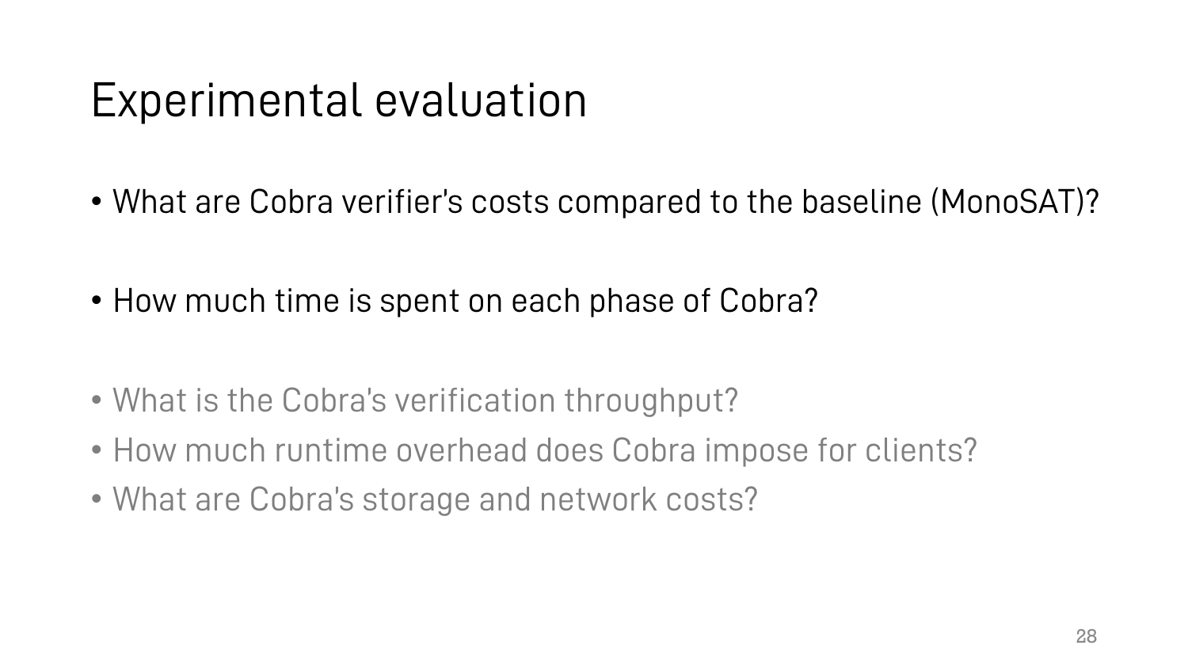# Experimental evaluation

- What are Cobra verifier's costs compared to the baseline (MonoSAT)?

- How much time is spent on each phase of Cobra?

- What is the Cobra's verification throughput?
- How much runtime overhead does Cobra impose for clients?
- What are Cobra's storage and network costs?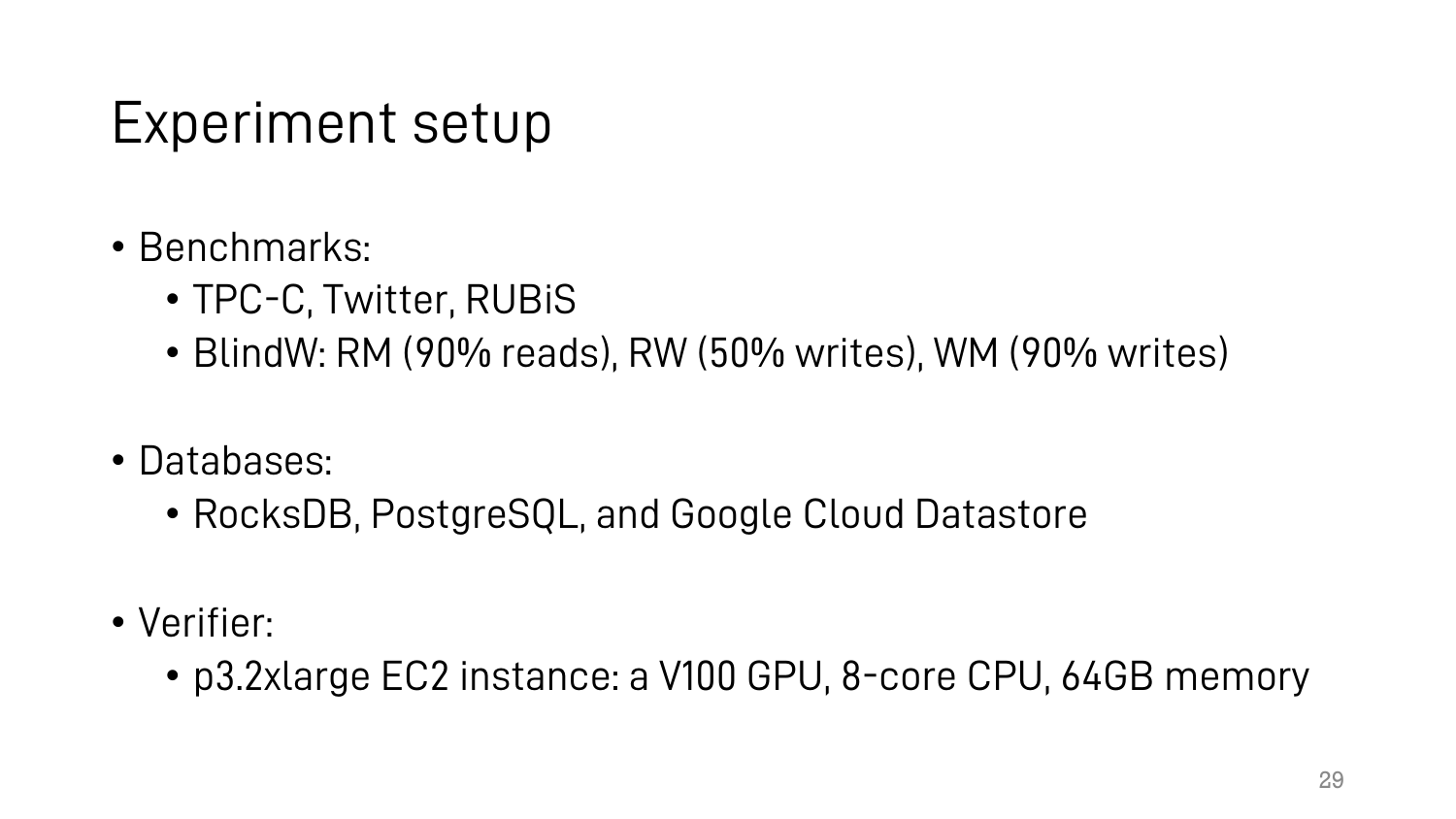# Experiment setup

- Benchmarks:
  - TPC-C, Twitter, RUBiS
  - BlindW: RM (90% reads), RW (50% writes), WM (90% writes)

- Databases:
  - RocksDB, PostgreSQL, and Google Cloud Datastore

- Verifier:
  - p3.2xlarge EC2 instance: a V100 GPU, 8-core CPU, 64GB memory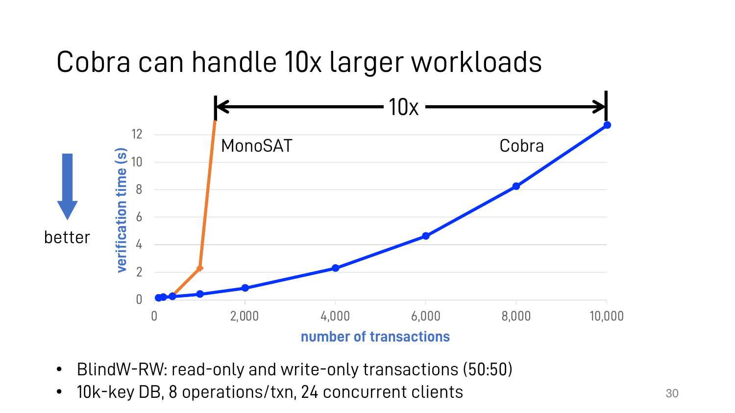# Cobra can handle 10x larger workloads

- BlindW-RW: read-only and write-only transactions (50:50)
- 10k-key DB, 8 operations/txn, 24 concurrent clients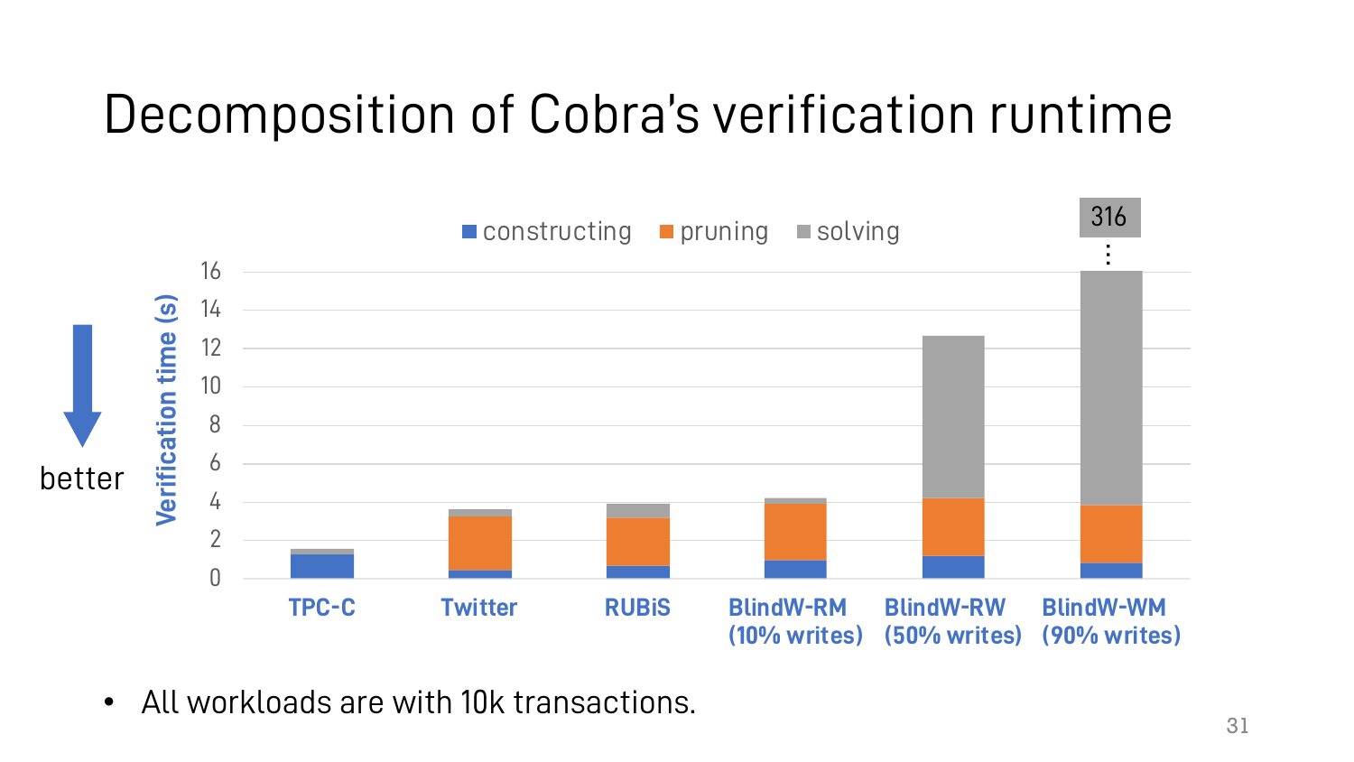# Decomposition of Cobra's verification runtime

better

Verification time (s)

constructing | pruning | solving

316

TPC-C | Twitter | RUBiS | BlindW-RM (10% writes) | BlindW-RW (50% writes) | BlindW-WM (90% writes)

- All workloads are with 10k transactions.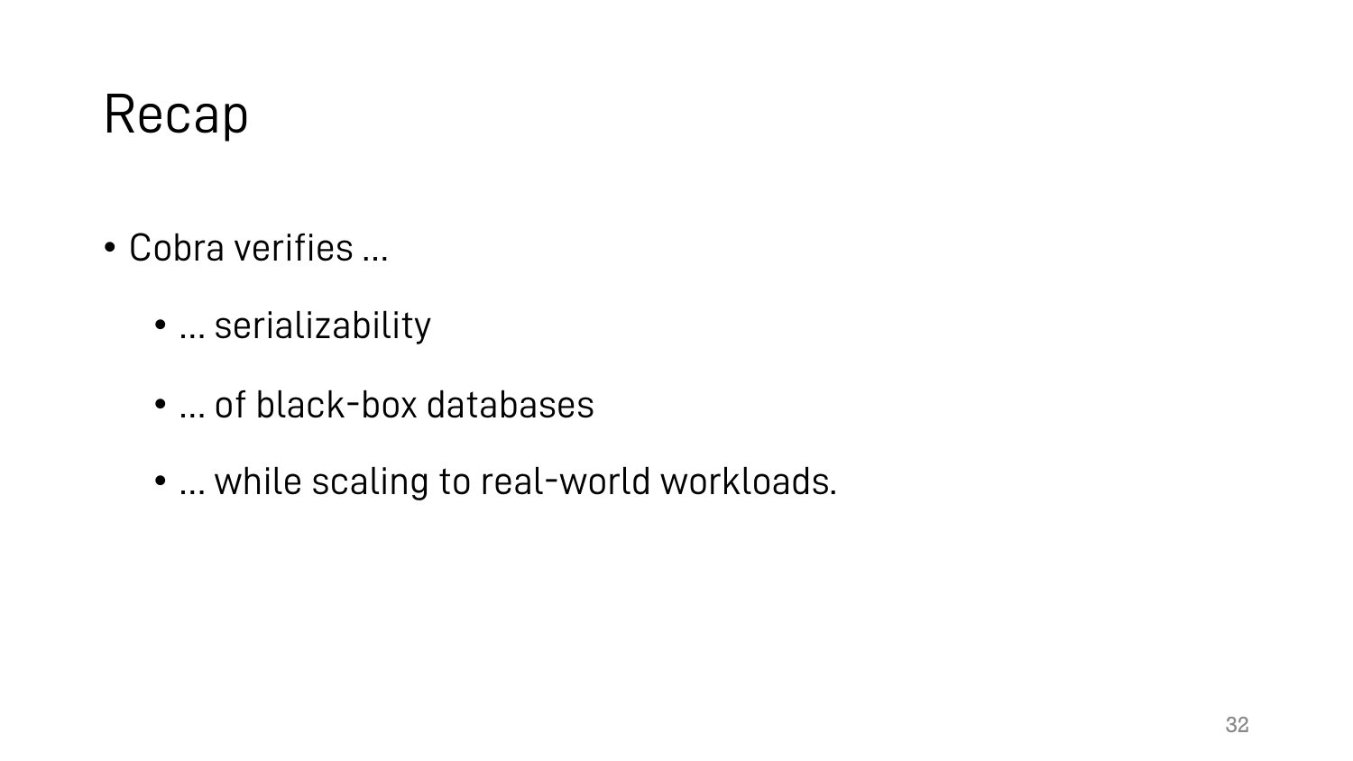# Recap

- Cobra verifies …
  - … serializability
  - … of black-box databases
  - … while scaling to real-world workloads.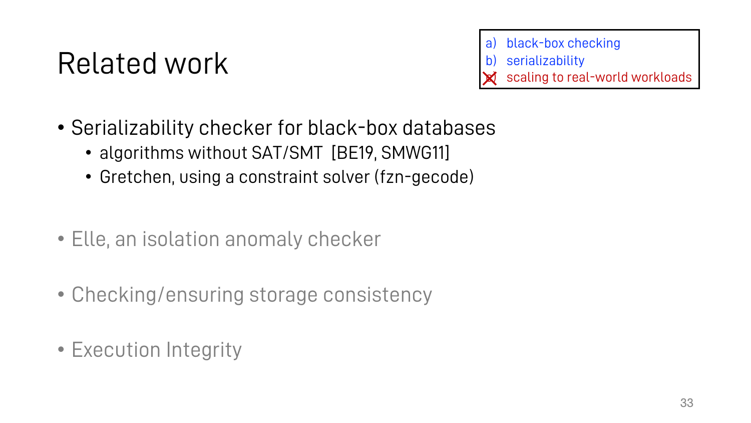# Related work

a) black-box checking
b) serializability
~~c)~~ scaling to real-world workloads

- Serializability checker for black-box databases
  - algorithms without SAT/SMT [BE19, SMWG11]
  - Gretchen, using a constraint solver (fzn-gecode)

- Elle, an isolation anomaly checker

- Checking/ensuring storage consistency

- Execution Integrity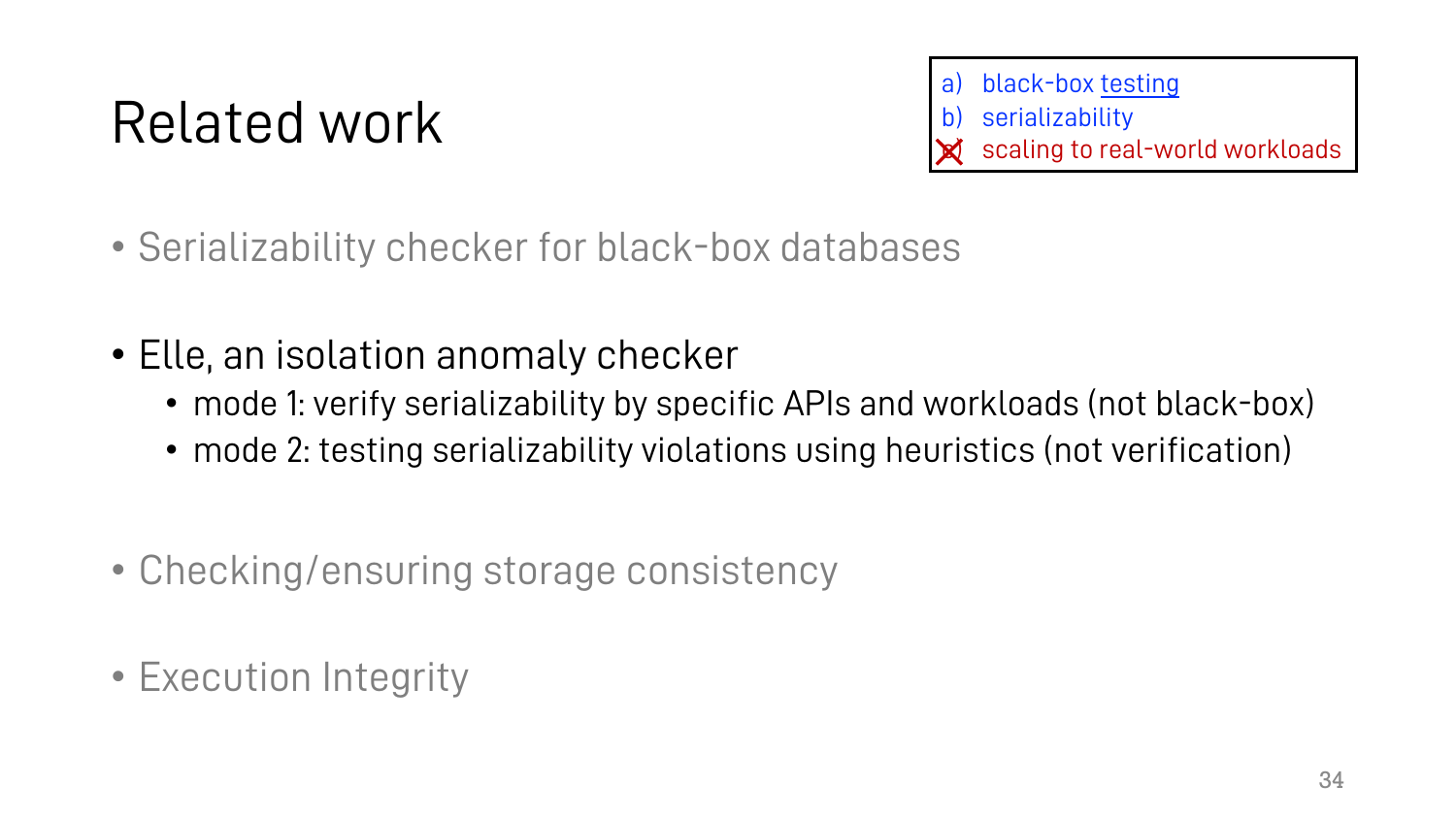# Related work

a) black-box testing
b) serializability
c) ~~scaling to real-world workloads~~

- Serializability checker for black-box databases
- Elle, an isolation anomaly checker
  - mode 1: verify serializability by specific APIs and workloads (not black-box)
  - mode 2: testing serializability violations using heuristics (not verification)
- Checking/ensuring storage consistency
- Execution Integrity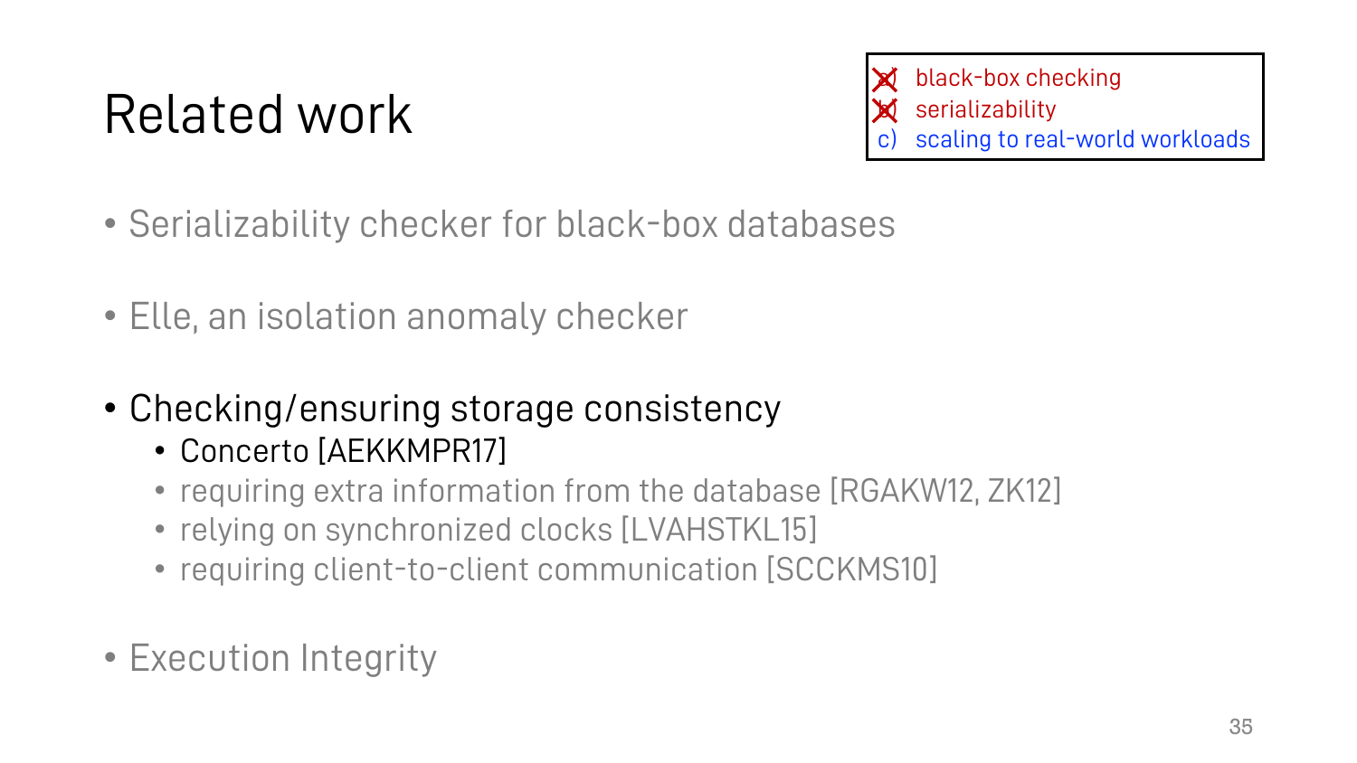# Related work

- ~~a) black-box checking~~
- ~~b) serializability~~
- c) scaling to real-world workloads

- Serializability checker for black-box databases
- Elle, an isolation anomaly checker
- Checking/ensuring storage consistency
  - Concerto [AEKKMPR17]
  - requiring extra information from the database [RGAKW12, ZK12]
  - relying on synchronized clocks [LVAHSTKL15]
  - requiring client-to-client communication [SCCKMS10]
- Execution Integrity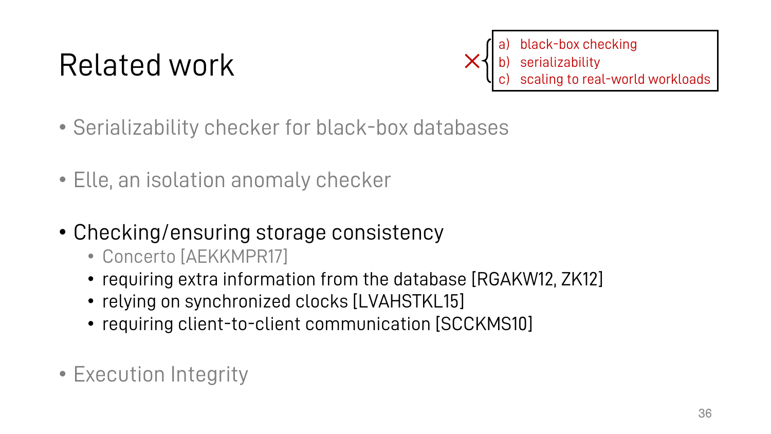# Related work

✕ {
a) black-box checking
b) serializability
c) scaling to real-world workloads
}

- Serializability checker for black-box databases
- Elle, an isolation anomaly checker
- Checking/ensuring storage consistency
  - Concerto [AEKKMPR17]
  - requiring extra information from the database [RGAKW12, ZK12]
  - relying on synchronized clocks [LVAHSTKL15]
  - requiring client-to-client communication [SCCKMS10]
- Execution Integrity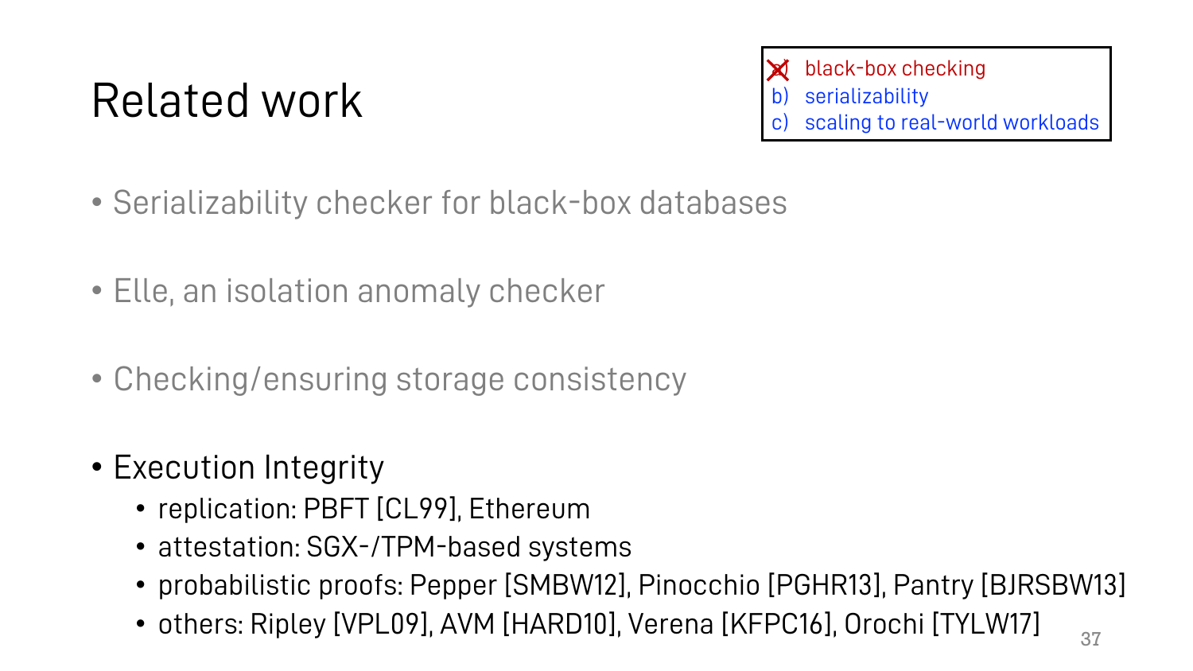# Related work

- ~~a) black-box checking~~
- b) serializability
- c) scaling to real-world workloads

- Serializability checker for black-box databases
- Elle, an isolation anomaly checker
- Checking/ensuring storage consistency
- Execution Integrity
  - replication: PBFT [CL99], Ethereum
  - attestation: SGX-/TPM-based systems
  - probabilistic proofs: Pepper [SMBW12], Pinocchio [PGHR13], Pantry [BJRSBW13]
  - others: Ripley [VPL09], AVM [HARD10], Verena [KFPC16], Orochi [TYLW17]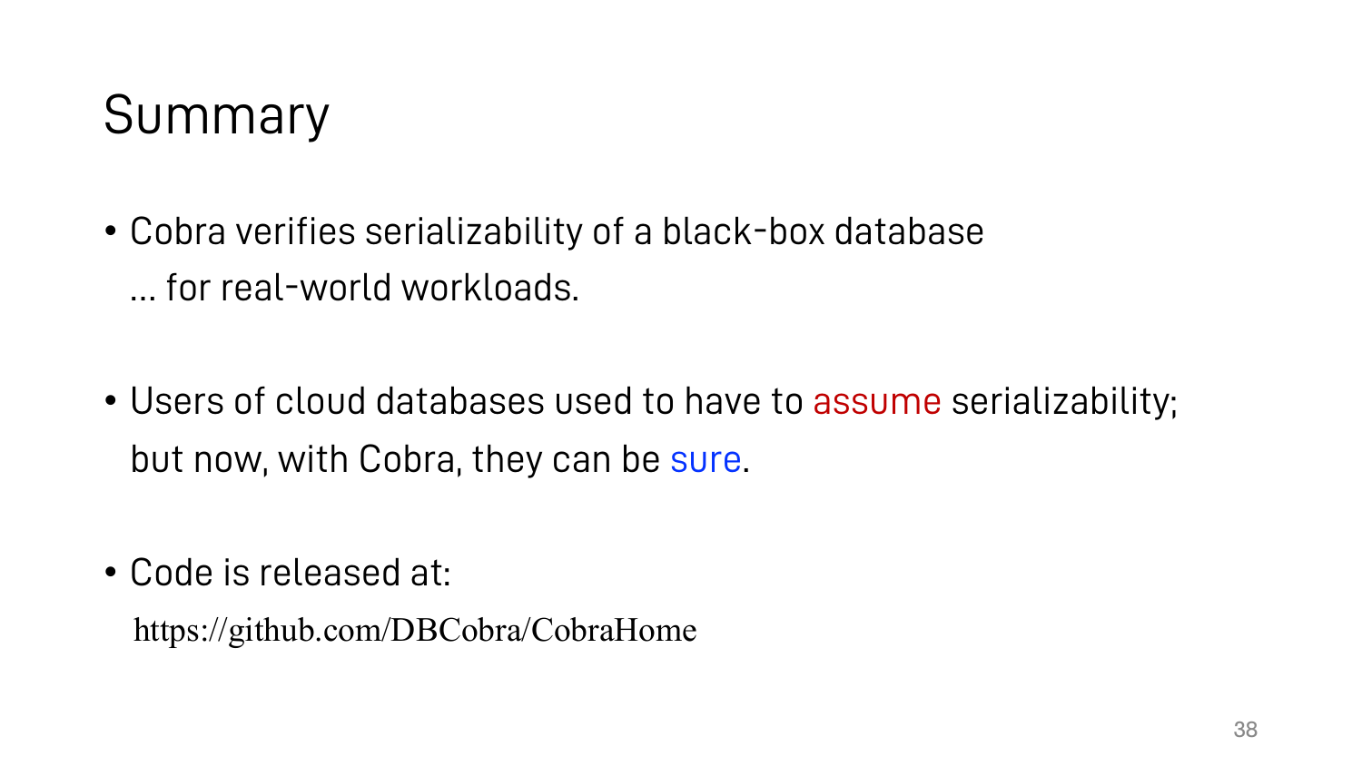# Summary

- Cobra verifies serializability of a black-box database
  … for real-world workloads.

- Users of cloud databases used to have to assume serializability;
  but now, with Cobra, they can be sure.

- Code is released at:
  https://github.com/DBCobra/CobraHome